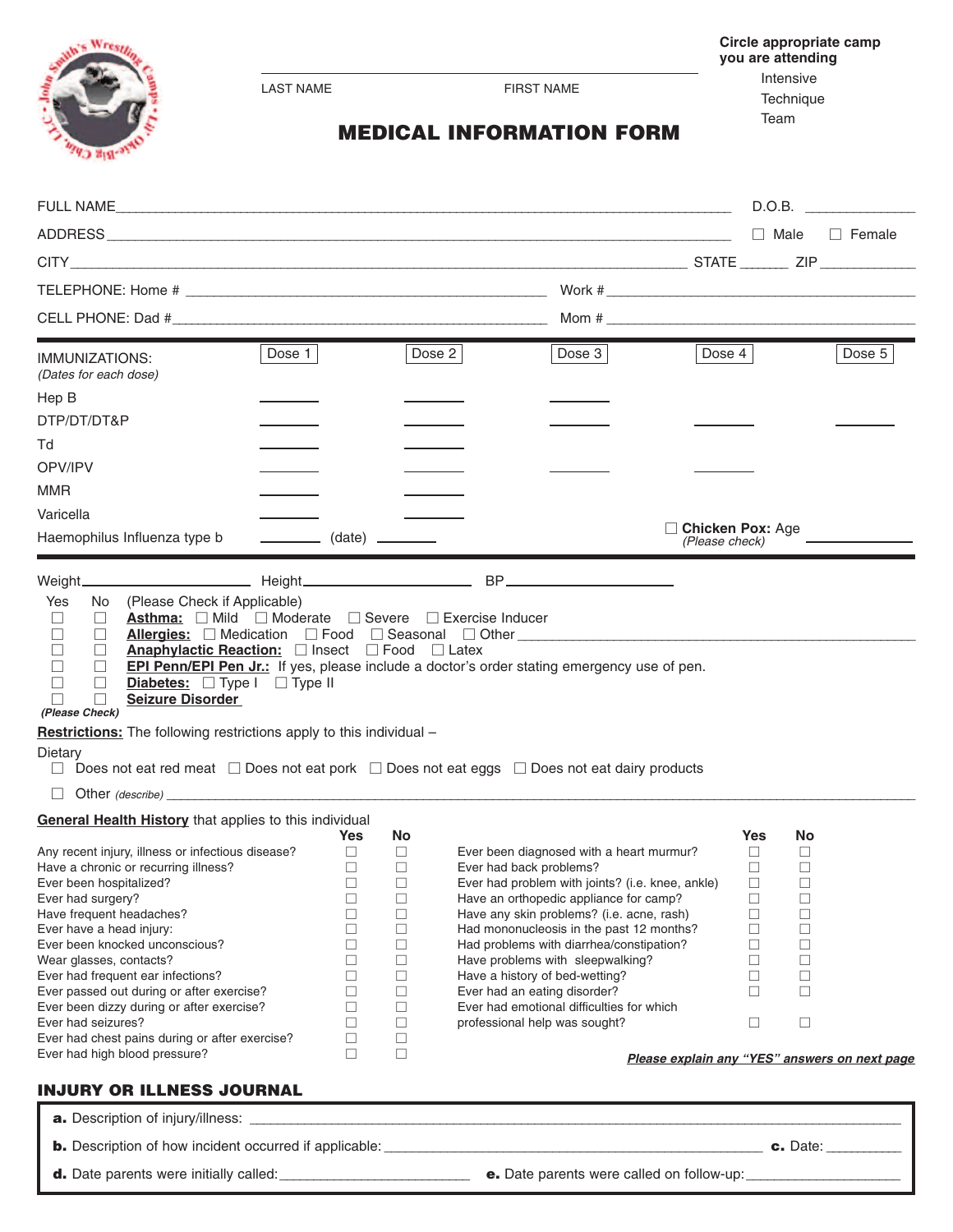LAST NAME ______________ FIRST NAME ______________

**Circle appropriate camp you are attending**

Intensive

Technique

Team

# MEDICAL INFORMATION FORM

FULL NAME ______________________________ D.O.B. ______________

ADDRESS ______________________________ ☐ Male ☐ Female

CITY ______________________________ STATE ______ ZIP ____________

TELEPHONE: Home # ______________________________ Work # ______________________________

CELL PHONE: Dad # ______________________________ Mom # ______________________________

| IMMUNIZATIONS: *(Dates for each dose)* | Dose 1 | Dose 2 | Dose 3 | Dose 4 | Dose 5 |
|---|---|---|---|---|---|
| Hep B | ______ | ______ | ______ | | |
| DTP/DT/DT&P | ______ | ______ | ______ | ______ | ______ |
| Td | ______ | ______ | | | |
| OPV/IPV | ______ | ______ | ______ | ______ | |
| MMR | ______ | ______ | | | |
| Varicella | ______ | ______ | | | |
| Haemophilus Influenza type b | ______ | (date) ______ | | | |

☐ **Chicken Pox:** Age ______________ *(Please check)*

Weight ______________ Height ______________ BP ______________

| Yes | No | (Please Check if Applicable) |
|---|---|---|
| ☐ | ☐ | **Asthma:** ☐ Mild ☐ Moderate ☐ Severe ☐ Exercise Inducer |
| ☐ | ☐ | **Allergies:** ☐ Medication ☐ Food ☐ Seasonal ☐ Other ______________ |
| ☐ | ☐ | **Anaphylactic Reaction:** ☐ Insect ☐ Food ☐ Latex |
| ☐ | ☐ | **EPI Penn/EPI Pen Jr.:** If yes, please include a doctor's order stating emergency use of pen. |
| ☐ | ☐ | **Diabetes:** ☐ Type I ☐ Type II |
| ☐ | ☐ | **Seizure Disorder** |

***(Please Check)***

**Restrictions:** The following restrictions apply to this individual –

Dietary

☐ Does not eat red meat ☐ Does not eat pork ☐ Does not eat eggs ☐ Does not eat dairy products

☐ Other *(describe)* ______________________________

**General Health History** that applies to this individual

| | Yes | No | | Yes | No |
|---|---|---|---|---|---|
| Any recent injury, illness or infectious disease? | ☐ | ☐ | Ever been diagnosed with a heart murmur? | ☐ | ☐ |
| Have a chronic or recurring illness? | ☐ | ☐ | Ever had back problems? | ☐ | ☐ |
| Ever been hospitalized? | ☐ | ☐ | Ever had problem with joints? (i.e. knee, ankle) | ☐ | ☐ |
| Ever had surgery? | ☐ | ☐ | Have an orthopedic appliance for camp? | ☐ | ☐ |
| Have frequent headaches? | ☐ | ☐ | Have any skin problems? (i.e. acne, rash) | ☐ | ☐ |
| Ever have a head injury: | ☐ | ☐ | Had mononucleosis in the past 12 months? | ☐ | ☐ |
| Ever been knocked unconscious? | ☐ | ☐ | Had problems with diarrhea/constipation? | ☐ | ☐ |
| Wear glasses, contacts? | ☐ | ☐ | Have problems with sleepwalking? | ☐ | ☐ |
| Ever had frequent ear infections? | ☐ | ☐ | Have a history of bed-wetting? | ☐ | ☐ |
| Ever passed out during or after exercise? | ☐ | ☐ | Ever had an eating disorder? | ☐ | ☐ |
| Ever been dizzy during or after exercise? | ☐ | ☐ | Ever had emotional difficulties for which professional help was sought? | ☐ | ☐ |
| Ever had seizures? | ☐ | ☐ | | | |
| Ever had chest pains during or after exercise? | ☐ | ☐ | | | |
| Ever had high blood pressure? | ☐ | ☐ | | | |

***Please explain any "YES" answers on next page***

## INJURY OR ILLNESS JOURNAL

**a.** Description of injury/illness: ______________________________

**b.** Description of how incident occurred if applicable: ______________________________ **c.** Date: __________

**d.** Date parents were initially called: ______________________ **e.** Date parents were called on follow-up: ______________________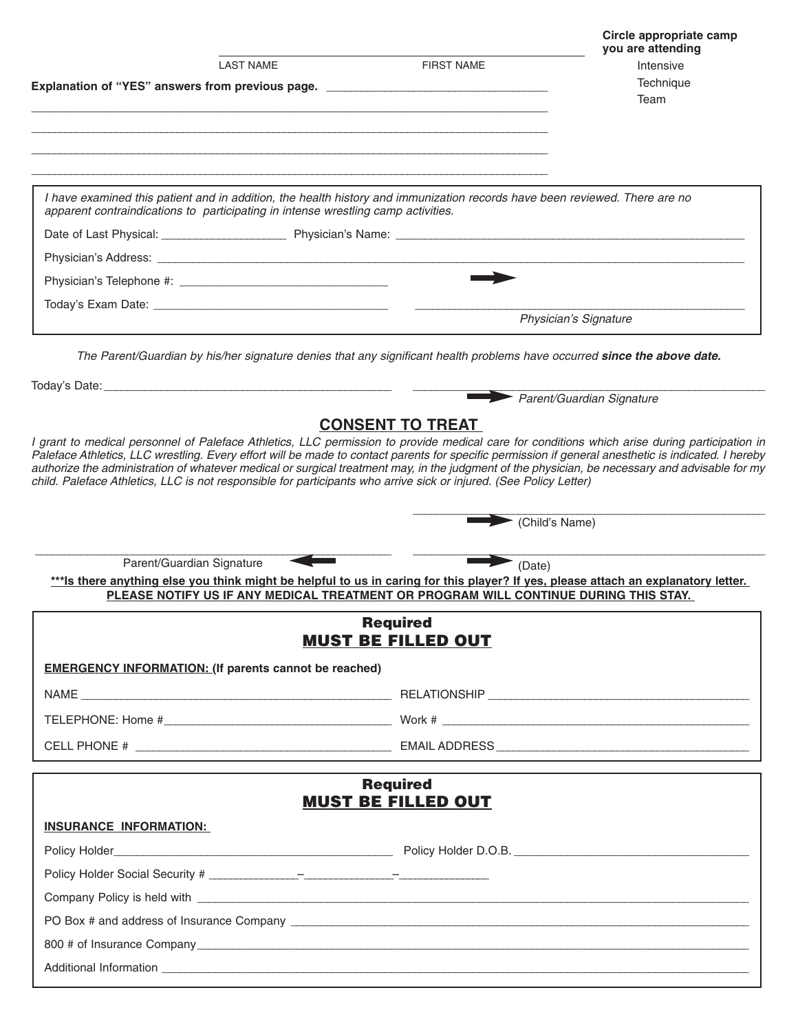LAST NAME ____________________ FIRST NAME ____________________

**Circle appropriate camp you are attending**

Intensive

Technique

Team

**Explanation of "YES" answers from previous page.** ______________________________

______________________________________________________________________

______________________________________________________________________

______________________________________________________________________

______________________________________________________________________

*I have examined this patient and in addition, the health history and immunization records have been reviewed. There are no apparent contraindications to participating in intense wrestling camp activities.*

Date of Last Physical: ____________________ Physician's Name: ______________________________

Physician's Address: ______________________________________________________________________

Physician's Telephone #: ______________________________

Today's Exam Date: ______________________________ ______________________________

*Physician's Signature*

*The Parent/Guardian by his/her signature denies that any significant health problems have occurred* ***since the above date.***

Today's Date: ______________________________ ______________________________

*Parent/Guardian Signature*

## CONSENT TO TREAT

*I grant to medical personnel of Paleface Athletics, LLC permission to provide medical care for conditions which arise during participation in Paleface Athletics, LLC wrestling. Every effort will be made to contact parents for specific permission if general anesthetic is indicated. I hereby authorize the administration of whatever medical or surgical treatment may, in the judgment of the physician, be necessary and advisable for my child. Paleface Athletics, LLC is not responsible for participants who arrive sick or injured. (See Policy Letter)*

______________________________ (Child's Name)

______________________________ Parent/Guardian Signature ______________________________ (Date)

**\*\*\*Is there anything else you think might be helpful to us in caring for this player? If yes, please attach an explanatory letter.**
**PLEASE NOTIFY US IF ANY MEDICAL TREATMENT OR PROGRAM WILL CONTINUE DURING THIS STAY.**

### Required
### MUST BE FILLED OUT

**EMERGENCY INFORMATION: (If parents cannot be reached)**

NAME ______________________________ RELATIONSHIP ______________________________

TELEPHONE: Home # ______________________________ Work # ______________________________

CELL PHONE # ______________________________ EMAIL ADDRESS ______________________________

### Required
### MUST BE FILLED OUT

**INSURANCE INFORMATION:**

Policy Holder ______________________________ Policy Holder D.O.B. ______________________________

Policy Holder Social Security # ______________–______________–______________

Company Policy is held with ______________________________________________________________________

PO Box # and address of Insurance Company ______________________________________________________________________

800 # of Insurance Company ______________________________________________________________________

Additional Information ______________________________________________________________________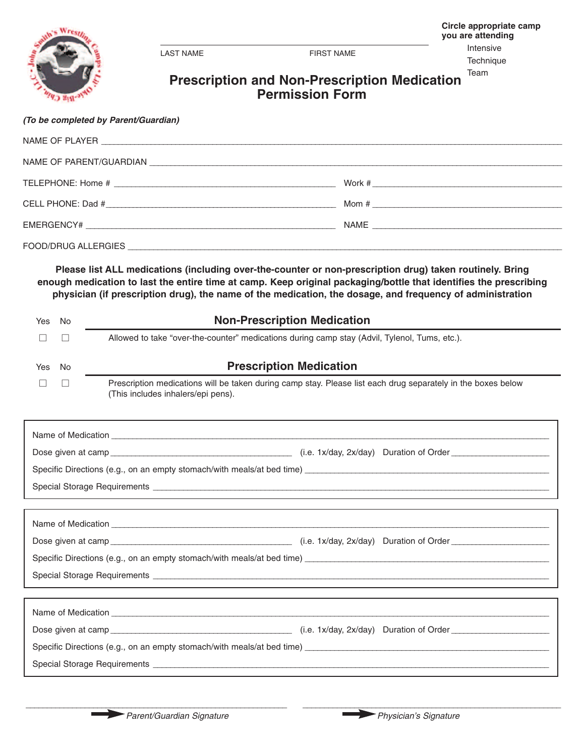LAST NAME FIRST NAME

**Circle appropriate camp you are attending**

Intensive
Technique
Team

# Prescription and Non-Prescription Medication Permission Form

***(To be completed by Parent/Guardian)***

NAME OF PLAYER ______________________________________________

NAME OF PARENT/GUARDIAN ______________________________________________

TELEPHONE: Home # ______________________ Work # ______________________

CELL PHONE: Dad # ______________________ Mom # ______________________

EMERGENCY# ______________________ NAME ______________________

FOOD/DRUG ALLERGIES ______________________________________________

**Please list ALL medications (including over-the-counter or non-prescription drug) taken routinely. Bring enough medication to last the entire time at camp. Keep original packaging/bottle that identifies the prescribing physician (if prescription drug), the name of the medication, the dosage, and frequency of administration**

| Yes | No | **Non-Prescription Medication** |
|---|---|---|
| ☐ | ☐ | Allowed to take "over-the-counter" medications during camp stay (Advil, Tylenol, Tums, etc.). |

| Yes | No | **Prescription Medication** |
|---|---|---|
| ☐ | ☐ | Prescription medications will be taken during camp stay. Please list each drug separately in the boxes below (This includes inhalers/epi pens). |

Name of Medication ______________________________________________

Dose given at camp ______________________ (i.e. 1x/day, 2x/day) Duration of Order ______________________

Specific Directions (e.g., on an empty stomach/with meals/at bed time) ______________________

Special Storage Requirements ______________________________________________

---

Name of Medication ______________________________________________

Dose given at camp ______________________ (i.e. 1x/day, 2x/day) Duration of Order ______________________

Specific Directions (e.g., on an empty stomach/with meals/at bed time) ______________________

Special Storage Requirements ______________________________________________

---

Name of Medication ______________________________________________

Dose given at camp ______________________ (i.e. 1x/day, 2x/day) Duration of Order ______________________

Specific Directions (e.g., on an empty stomach/with meals/at bed time) ______________________

Special Storage Requirements ______________________________________________

---

______________________ ______________________

*Parent/Guardian Signature* *Physician's Signature*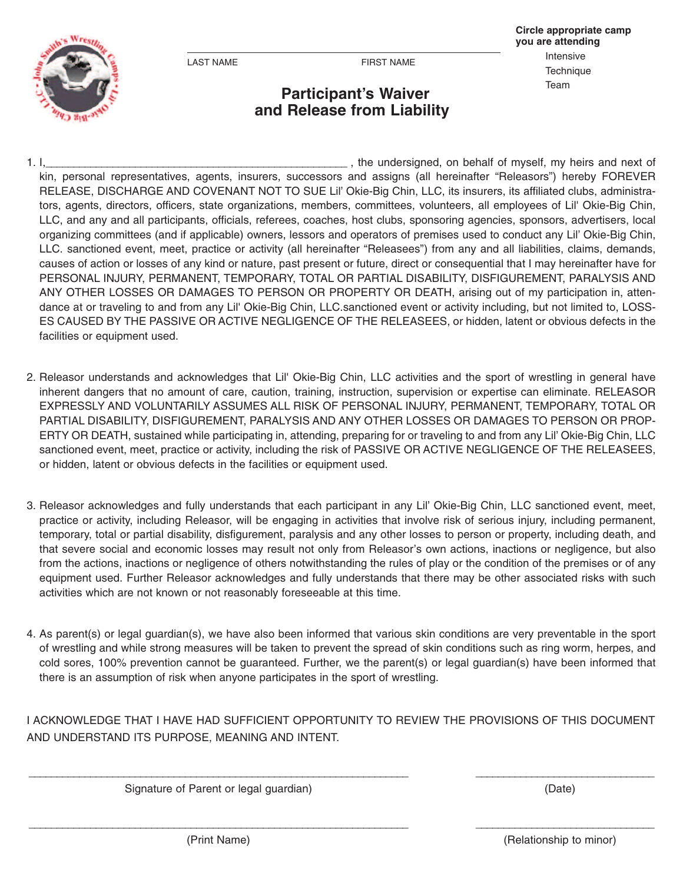LAST NAME FIRST NAME

**Circle appropriate camp you are attending**

Intensive
Technique
Team

# Participant's Waiver and Release from Liability

1. I,__________________________________________________ , the undersigned, on behalf of myself, my heirs and next of kin, personal representatives, agents, insurers, successors and assigns (all hereinafter "Releasors") hereby FOREVER RELEASE, DISCHARGE AND COVENANT NOT TO SUE Lil' Okie-Big Chin, LLC, its insurers, its affiliated clubs, administrators, agents, directors, officers, state organizations, members, committees, volunteers, all employees of Lil' Okie-Big Chin, LLC, and any and all participants, officials, referees, coaches, host clubs, sponsoring agencies, sponsors, advertisers, local organizing committees (and if applicable) owners, lessors and operators of premises used to conduct any Lil' Okie-Big Chin, LLC. sanctioned event, meet, practice or activity (all hereinafter "Releasees") from any and all liabilities, claims, demands, causes of action or losses of any kind or nature, past present or future, direct or consequential that I may hereinafter have for PERSONAL INJURY, PERMANENT, TEMPORARY, TOTAL OR PARTIAL DISABILITY, DISFIGUREMENT, PARALYSIS AND ANY OTHER LOSSES OR DAMAGES TO PERSON OR PROPERTY OR DEATH, arising out of my participation in, attendance at or traveling to and from any Lil' Okie-Big Chin, LLC.sanctioned event or activity including, but not limited to, LOSSES CAUSED BY THE PASSIVE OR ACTIVE NEGLIGENCE OF THE RELEASEES, or hidden, latent or obvious defects in the facilities or equipment used.

2. Releasor understands and acknowledges that Lil' Okie-Big Chin, LLC activities and the sport of wrestling in general have inherent dangers that no amount of care, caution, training, instruction, supervision or expertise can eliminate. RELEASOR EXPRESSLY AND VOLUNTARILY ASSUMES ALL RISK OF PERSONAL INJURY, PERMANENT, TEMPORARY, TOTAL OR PARTIAL DISABILITY, DISFIGUREMENT, PARALYSIS AND ANY OTHER LOSSES OR DAMAGES TO PERSON OR PROPERTY OR DEATH, sustained while participating in, attending, preparing for or traveling to and from any Lil' Okie-Big Chin, LLC sanctioned event, meet, practice or activity, including the risk of PASSIVE OR ACTIVE NEGLIGENCE OF THE RELEASEES, or hidden, latent or obvious defects in the facilities or equipment used.

3. Releasor acknowledges and fully understands that each participant in any Lil' Okie-Big Chin, LLC sanctioned event, meet, practice or activity, including Releasor, will be engaging in activities that involve risk of serious injury, including permanent, temporary, total or partial disability, disfigurement, paralysis and any other losses to person or property, including death, and that severe social and economic losses may result not only from Releasor's own actions, inactions or negligence, but also from the actions, inactions or negligence of others notwithstanding the rules of play or the condition of the premises or of any equipment used. Further Releasor acknowledges and fully understands that there may be other associated risks with such activities which are not known or not reasonably foreseeable at this time.

4. As parent(s) or legal guardian(s), we have also been informed that various skin conditions are very preventable in the sport of wrestling and while strong measures will be taken to prevent the spread of skin conditions such as ring worm, herpes, and cold sores, 100% prevention cannot be guaranteed. Further, we the parent(s) or legal guardian(s) have been informed that there is an assumption of risk when anyone participates in the sport of wrestling.

I ACKNOWLEDGE THAT I HAVE HAD SUFFICIENT OPPORTUNITY TO REVIEW THE PROVISIONS OF THIS DOCUMENT AND UNDERSTAND ITS PURPOSE, MEANING AND INTENT.

_______________________________________________ Signature of Parent or legal guardian)

_______________________ (Date)

_______________________________________________ (Print Name)

_______________________ (Relationship to minor)